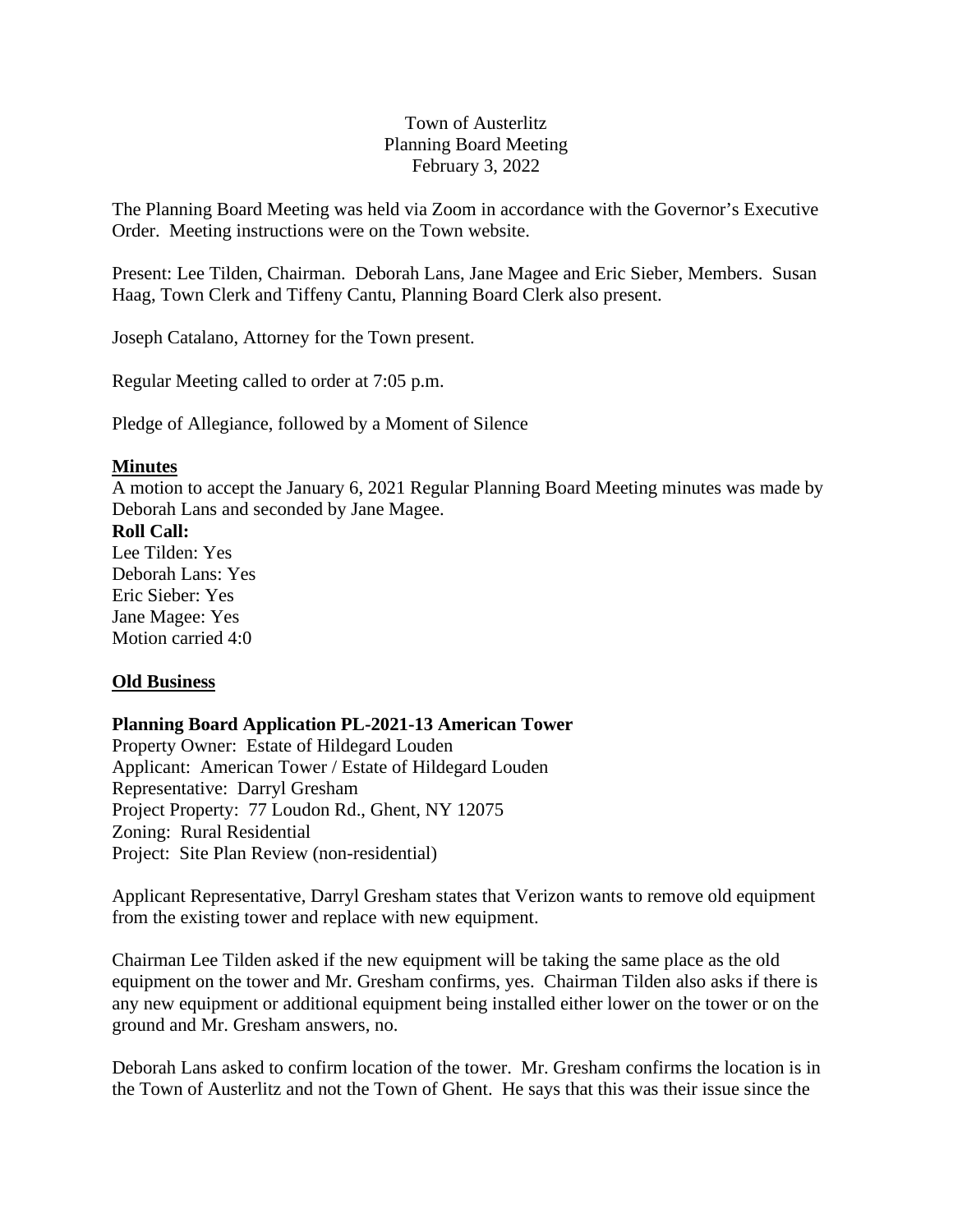Town of Austerlitz
Planning Board Meeting
February 3, 2022

The Planning Board Meeting was held via Zoom in accordance with the Governor's Executive Order. Meeting instructions were on the Town website.

Present: Lee Tilden, Chairman. Deborah Lans, Jane Magee and Eric Sieber, Members. Susan Haag, Town Clerk and Tiffeny Cantu, Planning Board Clerk also present.

Joseph Catalano, Attorney for the Town present.

Regular Meeting called to order at 7:05 p.m.

Pledge of Allegiance, followed by a Moment of Silence

## Minutes

A motion to accept the January 6, 2021 Regular Planning Board Meeting minutes was made by Deborah Lans and seconded by Jane Magee.

**Roll Call:**
Lee Tilden: Yes
Deborah Lans: Yes
Eric Sieber: Yes
Jane Magee: Yes
Motion carried 4:0

## Old Business

### Planning Board Application PL-2021-13 American Tower

Property Owner: Estate of Hildegard Louden
Applicant: American Tower / Estate of Hildegard Louden
Representative: Darryl Gresham
Project Property: 77 Loudon Rd., Ghent, NY 12075
Zoning: Rural Residential
Project: Site Plan Review (non-residential)

Applicant Representative, Darryl Gresham states that Verizon wants to remove old equipment from the existing tower and replace with new equipment.

Chairman Lee Tilden asked if the new equipment will be taking the same place as the old equipment on the tower and Mr. Gresham confirms, yes. Chairman Tilden also asks if there is any new equipment or additional equipment being installed either lower on the tower or on the ground and Mr. Gresham answers, no.

Deborah Lans asked to confirm location of the tower. Mr. Gresham confirms the location is in the Town of Austerlitz and not the Town of Ghent. He says that this was their issue since the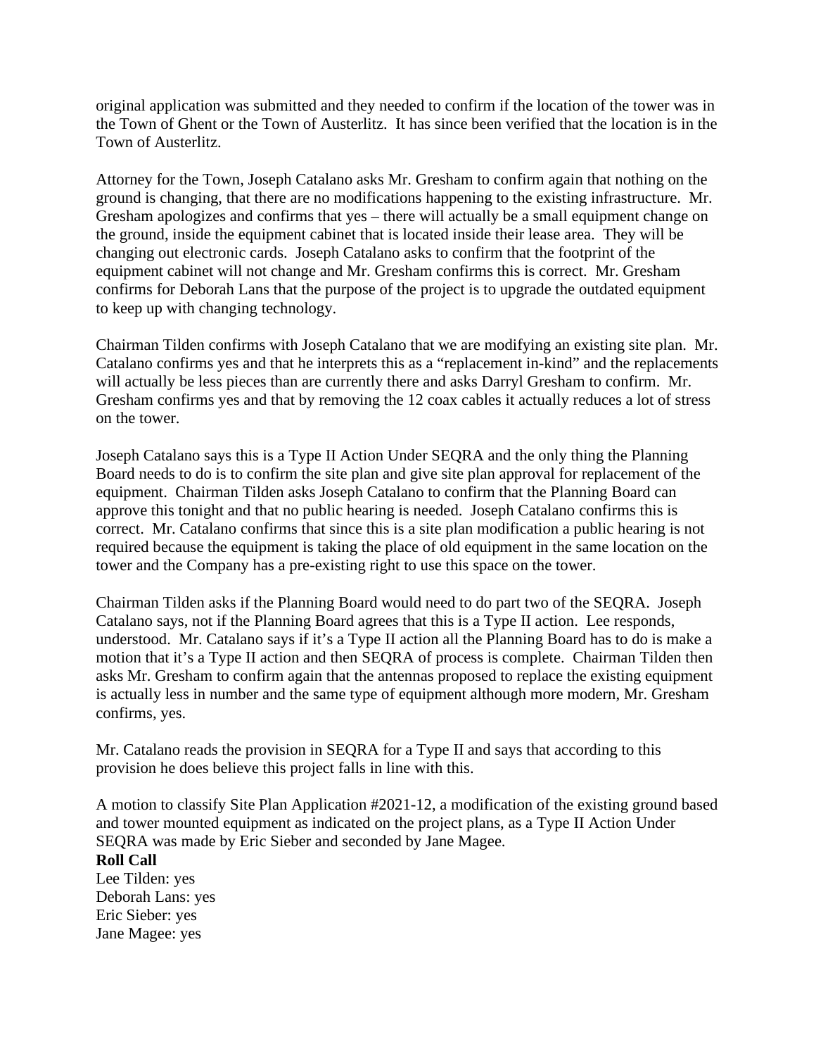original application was submitted and they needed to confirm if the location of the tower was in the Town of Ghent or the Town of Austerlitz. It has since been verified that the location is in the Town of Austerlitz.

Attorney for the Town, Joseph Catalano asks Mr. Gresham to confirm again that nothing on the ground is changing, that there are no modifications happening to the existing infrastructure. Mr. Gresham apologizes and confirms that yes – there will actually be a small equipment change on the ground, inside the equipment cabinet that is located inside their lease area. They will be changing out electronic cards. Joseph Catalano asks to confirm that the footprint of the equipment cabinet will not change and Mr. Gresham confirms this is correct. Mr. Gresham confirms for Deborah Lans that the purpose of the project is to upgrade the outdated equipment to keep up with changing technology.

Chairman Tilden confirms with Joseph Catalano that we are modifying an existing site plan. Mr. Catalano confirms yes and that he interprets this as a "replacement in-kind" and the replacements will actually be less pieces than are currently there and asks Darryl Gresham to confirm. Mr. Gresham confirms yes and that by removing the 12 coax cables it actually reduces a lot of stress on the tower.

Joseph Catalano says this is a Type II Action Under SEQRA and the only thing the Planning Board needs to do is to confirm the site plan and give site plan approval for replacement of the equipment. Chairman Tilden asks Joseph Catalano to confirm that the Planning Board can approve this tonight and that no public hearing is needed. Joseph Catalano confirms this is correct. Mr. Catalano confirms that since this is a site plan modification a public hearing is not required because the equipment is taking the place of old equipment in the same location on the tower and the Company has a pre-existing right to use this space on the tower.

Chairman Tilden asks if the Planning Board would need to do part two of the SEQRA. Joseph Catalano says, not if the Planning Board agrees that this is a Type II action. Lee responds, understood. Mr. Catalano says if it's a Type II action all the Planning Board has to do is make a motion that it's a Type II action and then SEQRA of process is complete. Chairman Tilden then asks Mr. Gresham to confirm again that the antennas proposed to replace the existing equipment is actually less in number and the same type of equipment although more modern, Mr. Gresham confirms, yes.

Mr. Catalano reads the provision in SEQRA for a Type II and says that according to this provision he does believe this project falls in line with this.

A motion to classify Site Plan Application #2021-12, a modification of the existing ground based and tower mounted equipment as indicated on the project plans, as a Type II Action Under SEQRA was made by Eric Sieber and seconded by Jane Magee.

**Roll Call**
Lee Tilden: yes
Deborah Lans: yes
Eric Sieber: yes
Jane Magee: yes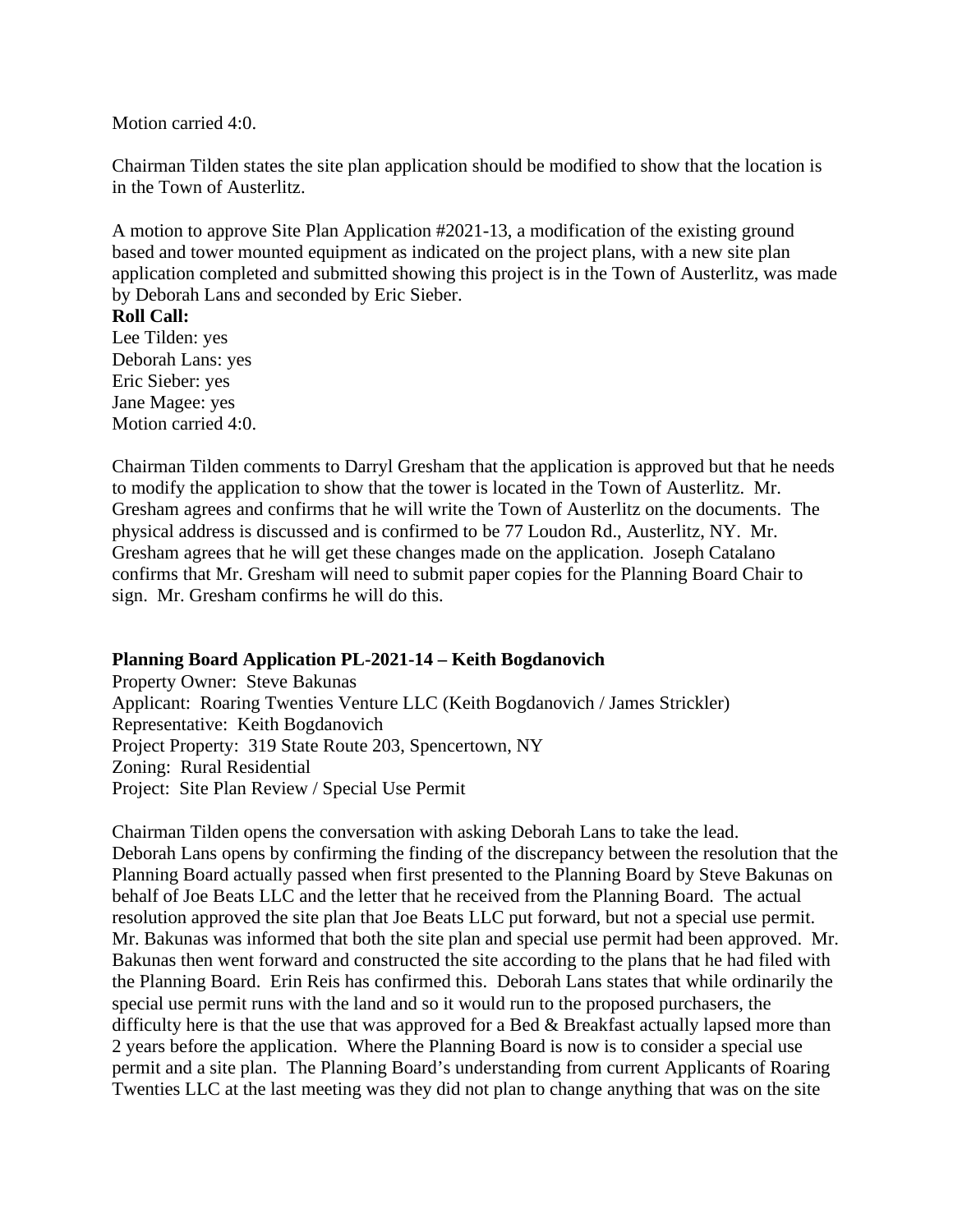Motion carried 4:0.

Chairman Tilden states the site plan application should be modified to show that the location is in the Town of Austerlitz.

A motion to approve Site Plan Application #2021-13, a modification of the existing ground based and tower mounted equipment as indicated on the project plans, with a new site plan application completed and submitted showing this project is in the Town of Austerlitz, was made by Deborah Lans and seconded by Eric Sieber.

**Roll Call:**
Lee Tilden: yes
Deborah Lans: yes
Eric Sieber: yes
Jane Magee: yes
Motion carried 4:0.

Chairman Tilden comments to Darryl Gresham that the application is approved but that he needs to modify the application to show that the tower is located in the Town of Austerlitz. Mr. Gresham agrees and confirms that he will write the Town of Austerlitz on the documents. The physical address is discussed and is confirmed to be 77 Loudon Rd., Austerlitz, NY. Mr. Gresham agrees that he will get these changes made on the application. Joseph Catalano confirms that Mr. Gresham will need to submit paper copies for the Planning Board Chair to sign. Mr. Gresham confirms he will do this.

**Planning Board Application PL-2021-14 – Keith Bogdanovich**
Property Owner: Steve Bakunas
Applicant: Roaring Twenties Venture LLC (Keith Bogdanovich / James Strickler)
Representative: Keith Bogdanovich
Project Property: 319 State Route 203, Spencertown, NY
Zoning: Rural Residential
Project: Site Plan Review / Special Use Permit

Chairman Tilden opens the conversation with asking Deborah Lans to take the lead.
Deborah Lans opens by confirming the finding of the discrepancy between the resolution that the Planning Board actually passed when first presented to the Planning Board by Steve Bakunas on behalf of Joe Beats LLC and the letter that he received from the Planning Board. The actual resolution approved the site plan that Joe Beats LLC put forward, but not a special use permit. Mr. Bakunas was informed that both the site plan and special use permit had been approved. Mr. Bakunas then went forward and constructed the site according to the plans that he had filed with the Planning Board. Erin Reis has confirmed this. Deborah Lans states that while ordinarily the special use permit runs with the land and so it would run to the proposed purchasers, the difficulty here is that the use that was approved for a Bed & Breakfast actually lapsed more than 2 years before the application. Where the Planning Board is now is to consider a special use permit and a site plan. The Planning Board's understanding from current Applicants of Roaring Twenties LLC at the last meeting was they did not plan to change anything that was on the site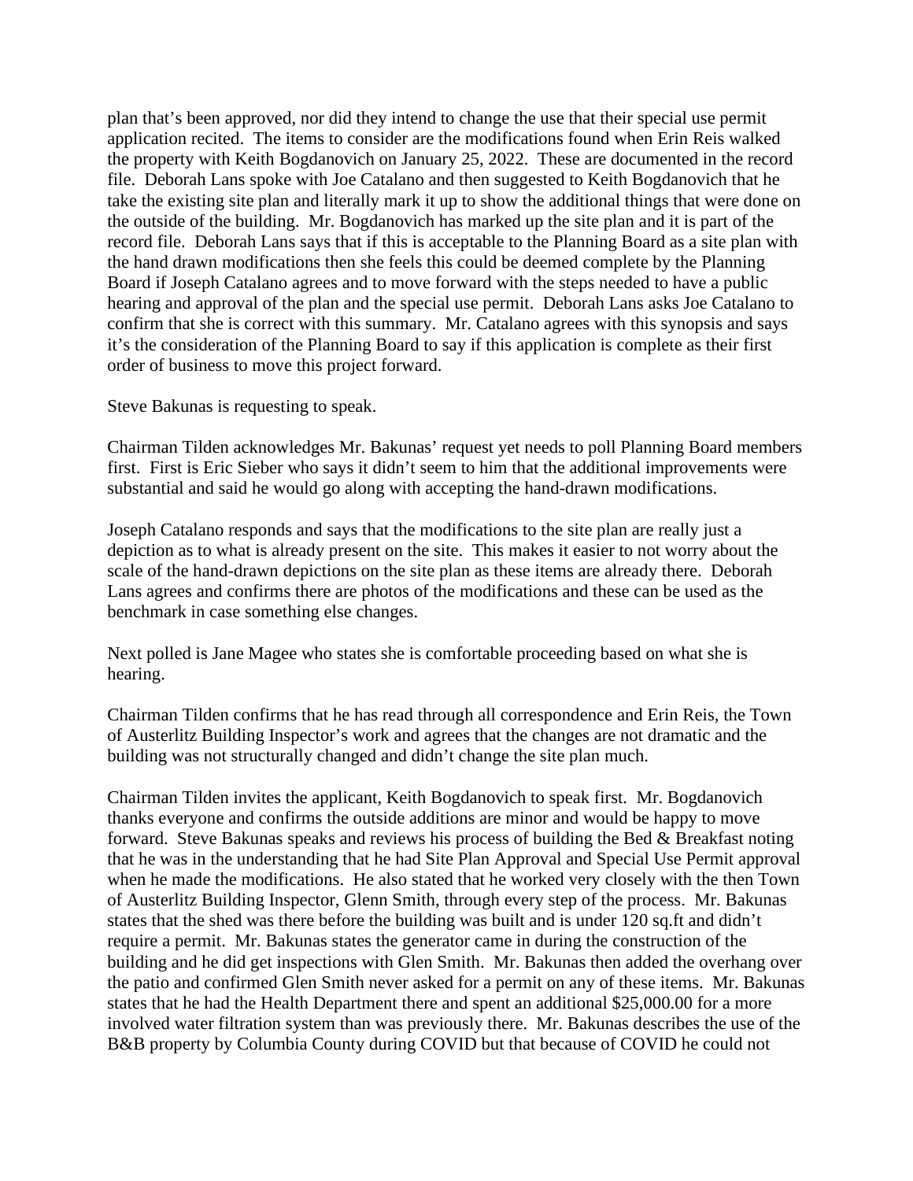plan that's been approved, nor did they intend to change the use that their special use permit application recited. The items to consider are the modifications found when Erin Reis walked the property with Keith Bogdanovich on January 25, 2022. These are documented in the record file. Deborah Lans spoke with Joe Catalano and then suggested to Keith Bogdanovich that he take the existing site plan and literally mark it up to show the additional things that were done on the outside of the building. Mr. Bogdanovich has marked up the site plan and it is part of the record file. Deborah Lans says that if this is acceptable to the Planning Board as a site plan with the hand drawn modifications then she feels this could be deemed complete by the Planning Board if Joseph Catalano agrees and to move forward with the steps needed to have a public hearing and approval of the plan and the special use permit. Deborah Lans asks Joe Catalano to confirm that she is correct with this summary. Mr. Catalano agrees with this synopsis and says it's the consideration of the Planning Board to say if this application is complete as their first order of business to move this project forward.

Steve Bakunas is requesting to speak.

Chairman Tilden acknowledges Mr. Bakunas' request yet needs to poll Planning Board members first. First is Eric Sieber who says it didn't seem to him that the additional improvements were substantial and said he would go along with accepting the hand-drawn modifications.

Joseph Catalano responds and says that the modifications to the site plan are really just a depiction as to what is already present on the site. This makes it easier to not worry about the scale of the hand-drawn depictions on the site plan as these items are already there. Deborah Lans agrees and confirms there are photos of the modifications and these can be used as the benchmark in case something else changes.

Next polled is Jane Magee who states she is comfortable proceeding based on what she is hearing.

Chairman Tilden confirms that he has read through all correspondence and Erin Reis, the Town of Austerlitz Building Inspector's work and agrees that the changes are not dramatic and the building was not structurally changed and didn't change the site plan much.

Chairman Tilden invites the applicant, Keith Bogdanovich to speak first. Mr. Bogdanovich thanks everyone and confirms the outside additions are minor and would be happy to move forward. Steve Bakunas speaks and reviews his process of building the Bed & Breakfast noting that he was in the understanding that he had Site Plan Approval and Special Use Permit approval when he made the modifications. He also stated that he worked very closely with the then Town of Austerlitz Building Inspector, Glenn Smith, through every step of the process. Mr. Bakunas states that the shed was there before the building was built and is under 120 sq.ft and didn't require a permit. Mr. Bakunas states the generator came in during the construction of the building and he did get inspections with Glen Smith. Mr. Bakunas then added the overhang over the patio and confirmed Glen Smith never asked for a permit on any of these items. Mr. Bakunas states that he had the Health Department there and spent an additional $25,000.00 for a more involved water filtration system than was previously there. Mr. Bakunas describes the use of the B&B property by Columbia County during COVID but that because of COVID he could not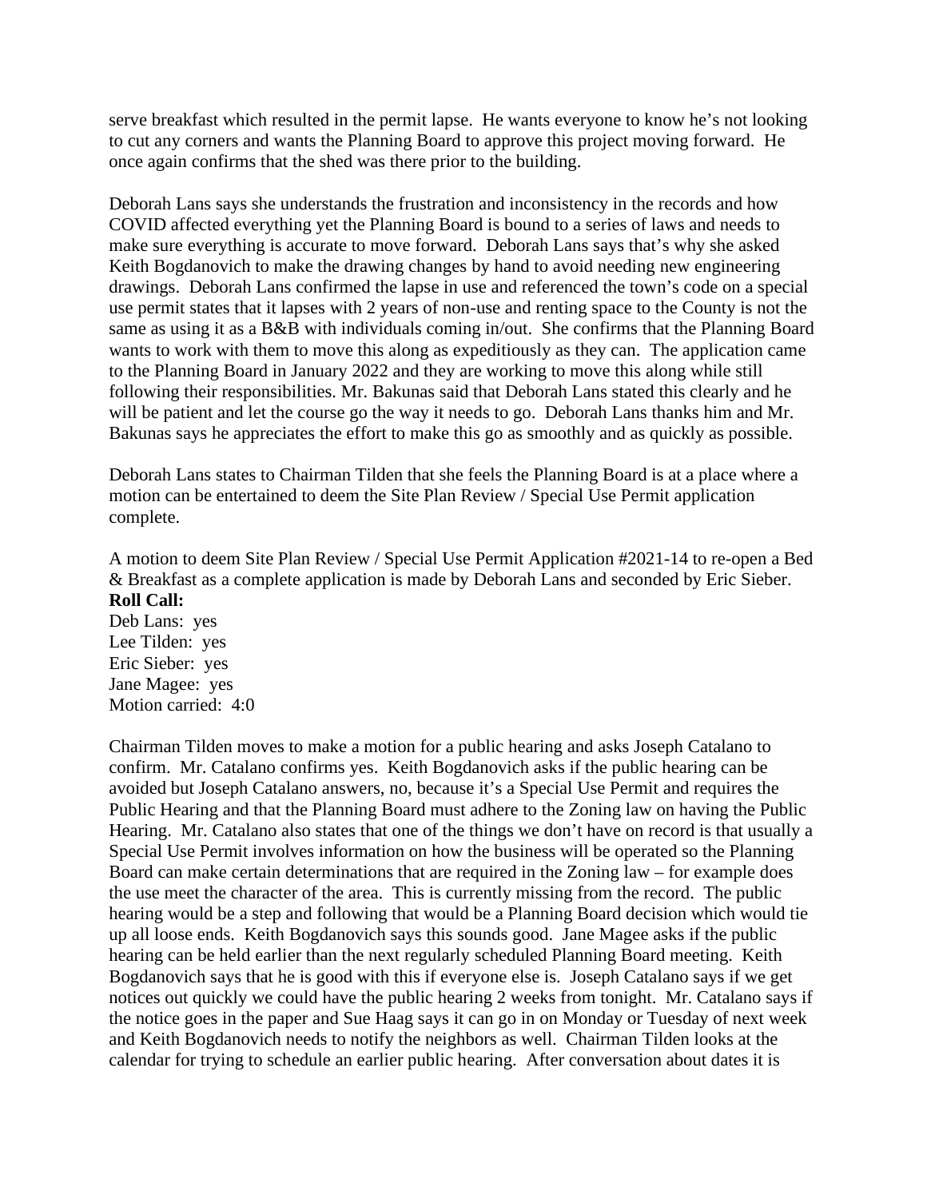serve breakfast which resulted in the permit lapse. He wants everyone to know he's not looking to cut any corners and wants the Planning Board to approve this project moving forward. He once again confirms that the shed was there prior to the building.

Deborah Lans says she understands the frustration and inconsistency in the records and how COVID affected everything yet the Planning Board is bound to a series of laws and needs to make sure everything is accurate to move forward. Deborah Lans says that's why she asked Keith Bogdanovich to make the drawing changes by hand to avoid needing new engineering drawings. Deborah Lans confirmed the lapse in use and referenced the town's code on a special use permit states that it lapses with 2 years of non-use and renting space to the County is not the same as using it as a B&B with individuals coming in/out. She confirms that the Planning Board wants to work with them to move this along as expeditiously as they can. The application came to the Planning Board in January 2022 and they are working to move this along while still following their responsibilities. Mr. Bakunas said that Deborah Lans stated this clearly and he will be patient and let the course go the way it needs to go. Deborah Lans thanks him and Mr. Bakunas says he appreciates the effort to make this go as smoothly and as quickly as possible.

Deborah Lans states to Chairman Tilden that she feels the Planning Board is at a place where a motion can be entertained to deem the Site Plan Review / Special Use Permit application complete.

A motion to deem Site Plan Review / Special Use Permit Application #2021-14 to re-open a Bed & Breakfast as a complete application is made by Deborah Lans and seconded by Eric Sieber.
**Roll Call:**
Deb Lans: yes
Lee Tilden: yes
Eric Sieber: yes
Jane Magee: yes
Motion carried: 4:0

Chairman Tilden moves to make a motion for a public hearing and asks Joseph Catalano to confirm. Mr. Catalano confirms yes. Keith Bogdanovich asks if the public hearing can be avoided but Joseph Catalano answers, no, because it's a Special Use Permit and requires the Public Hearing and that the Planning Board must adhere to the Zoning law on having the Public Hearing. Mr. Catalano also states that one of the things we don't have on record is that usually a Special Use Permit involves information on how the business will be operated so the Planning Board can make certain determinations that are required in the Zoning law – for example does the use meet the character of the area. This is currently missing from the record. The public hearing would be a step and following that would be a Planning Board decision which would tie up all loose ends. Keith Bogdanovich says this sounds good. Jane Magee asks if the public hearing can be held earlier than the next regularly scheduled Planning Board meeting. Keith Bogdanovich says that he is good with this if everyone else is. Joseph Catalano says if we get notices out quickly we could have the public hearing 2 weeks from tonight. Mr. Catalano says if the notice goes in the paper and Sue Haag says it can go in on Monday or Tuesday of next week and Keith Bogdanovich needs to notify the neighbors as well. Chairman Tilden looks at the calendar for trying to schedule an earlier public hearing. After conversation about dates it is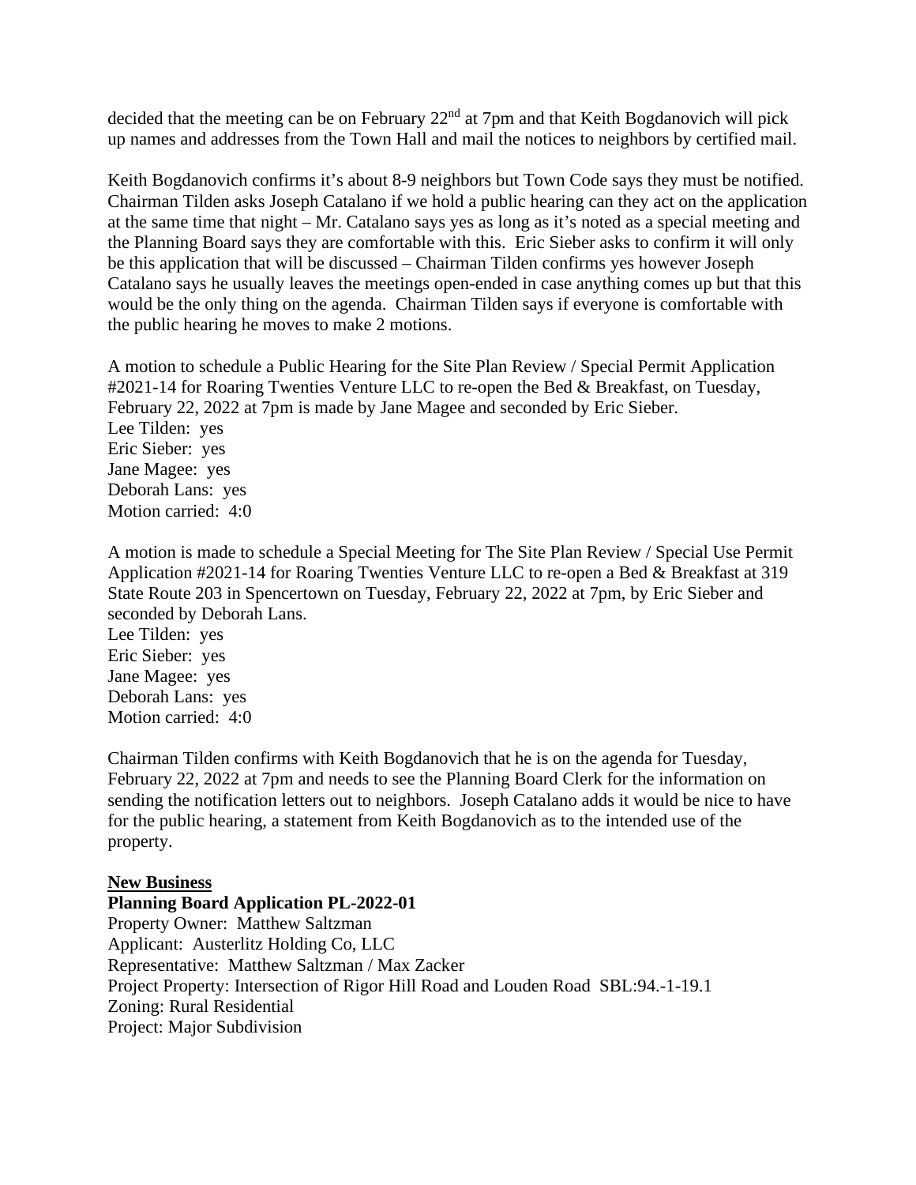decided that the meeting can be on February 22nd at 7pm and that Keith Bogdanovich will pick up names and addresses from the Town Hall and mail the notices to neighbors by certified mail.

Keith Bogdanovich confirms it's about 8-9 neighbors but Town Code says they must be notified. Chairman Tilden asks Joseph Catalano if we hold a public hearing can they act on the application at the same time that night – Mr. Catalano says yes as long as it's noted as a special meeting and the Planning Board says they are comfortable with this. Eric Sieber asks to confirm it will only be this application that will be discussed – Chairman Tilden confirms yes however Joseph Catalano says he usually leaves the meetings open-ended in case anything comes up but that this would be the only thing on the agenda. Chairman Tilden says if everyone is comfortable with the public hearing he moves to make 2 motions.

A motion to schedule a Public Hearing for the Site Plan Review / Special Permit Application #2021-14 for Roaring Twenties Venture LLC to re-open the Bed & Breakfast, on Tuesday, February 22, 2022 at 7pm is made by Jane Magee and seconded by Eric Sieber.
Lee Tilden: yes
Eric Sieber: yes
Jane Magee: yes
Deborah Lans: yes
Motion carried: 4:0

A motion is made to schedule a Special Meeting for The Site Plan Review / Special Use Permit Application #2021-14 for Roaring Twenties Venture LLC to re-open a Bed & Breakfast at 319 State Route 203 in Spencertown on Tuesday, February 22, 2022 at 7pm, by Eric Sieber and seconded by Deborah Lans.
Lee Tilden: yes
Eric Sieber: yes
Jane Magee: yes
Deborah Lans: yes
Motion carried: 4:0

Chairman Tilden confirms with Keith Bogdanovich that he is on the agenda for Tuesday, February 22, 2022 at 7pm and needs to see the Planning Board Clerk for the information on sending the notification letters out to neighbors. Joseph Catalano adds it would be nice to have for the public hearing, a statement from Keith Bogdanovich as to the intended use of the property.

**New Business**

**Planning Board Application PL-2022-01**
Property Owner: Matthew Saltzman
Applicant: Austerlitz Holding Co, LLC
Representative: Matthew Saltzman / Max Zacker
Project Property: Intersection of Rigor Hill Road and Louden Road SBL:94.-1-19.1
Zoning: Rural Residential
Project: Major Subdivision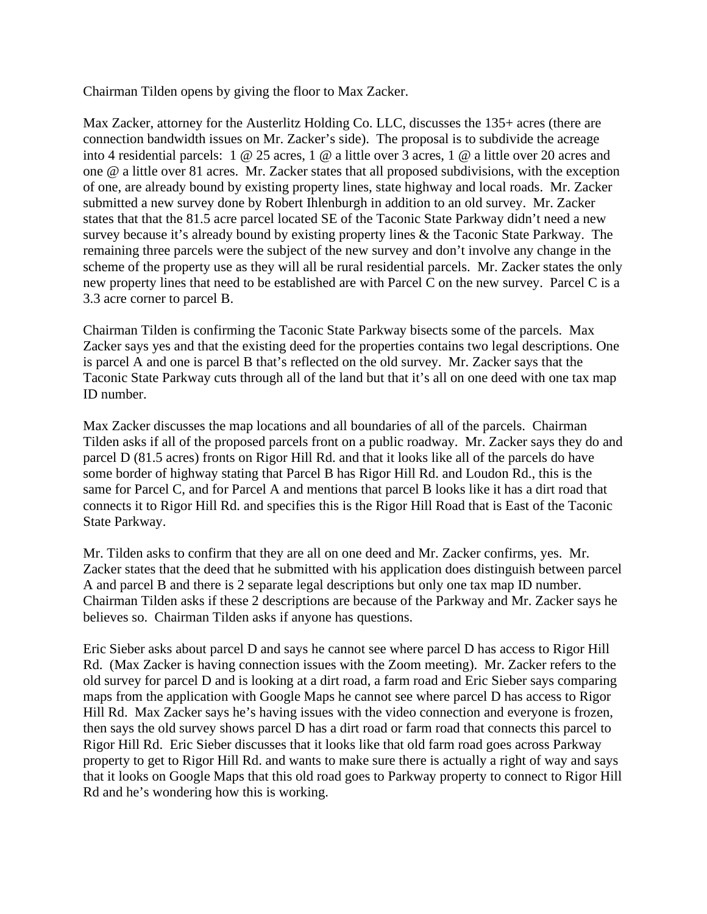Chairman Tilden opens by giving the floor to Max Zacker.

Max Zacker, attorney for the Austerlitz Holding Co. LLC, discusses the 135+ acres (there are connection bandwidth issues on Mr. Zacker's side). The proposal is to subdivide the acreage into 4 residential parcels: 1 @ 25 acres, 1 @ a little over 3 acres, 1 @ a little over 20 acres and one @ a little over 81 acres. Mr. Zacker states that all proposed subdivisions, with the exception of one, are already bound by existing property lines, state highway and local roads. Mr. Zacker submitted a new survey done by Robert Ihlenburgh in addition to an old survey. Mr. Zacker states that that the 81.5 acre parcel located SE of the Taconic State Parkway didn't need a new survey because it's already bound by existing property lines & the Taconic State Parkway. The remaining three parcels were the subject of the new survey and don't involve any change in the scheme of the property use as they will all be rural residential parcels. Mr. Zacker states the only new property lines that need to be established are with Parcel C on the new survey. Parcel C is a 3.3 acre corner to parcel B.

Chairman Tilden is confirming the Taconic State Parkway bisects some of the parcels. Max Zacker says yes and that the existing deed for the properties contains two legal descriptions. One is parcel A and one is parcel B that's reflected on the old survey. Mr. Zacker says that the Taconic State Parkway cuts through all of the land but that it's all on one deed with one tax map ID number.

Max Zacker discusses the map locations and all boundaries of all of the parcels. Chairman Tilden asks if all of the proposed parcels front on a public roadway. Mr. Zacker says they do and parcel D (81.5 acres) fronts on Rigor Hill Rd. and that it looks like all of the parcels do have some border of highway stating that Parcel B has Rigor Hill Rd. and Loudon Rd., this is the same for Parcel C, and for Parcel A and mentions that parcel B looks like it has a dirt road that connects it to Rigor Hill Rd. and specifies this is the Rigor Hill Road that is East of the Taconic State Parkway.

Mr. Tilden asks to confirm that they are all on one deed and Mr. Zacker confirms, yes. Mr. Zacker states that the deed that he submitted with his application does distinguish between parcel A and parcel B and there is 2 separate legal descriptions but only one tax map ID number. Chairman Tilden asks if these 2 descriptions are because of the Parkway and Mr. Zacker says he believes so. Chairman Tilden asks if anyone has questions.

Eric Sieber asks about parcel D and says he cannot see where parcel D has access to Rigor Hill Rd. (Max Zacker is having connection issues with the Zoom meeting). Mr. Zacker refers to the old survey for parcel D and is looking at a dirt road, a farm road and Eric Sieber says comparing maps from the application with Google Maps he cannot see where parcel D has access to Rigor Hill Rd. Max Zacker says he's having issues with the video connection and everyone is frozen, then says the old survey shows parcel D has a dirt road or farm road that connects this parcel to Rigor Hill Rd. Eric Sieber discusses that it looks like that old farm road goes across Parkway property to get to Rigor Hill Rd. and wants to make sure there is actually a right of way and says that it looks on Google Maps that this old road goes to Parkway property to connect to Rigor Hill Rd and he's wondering how this is working.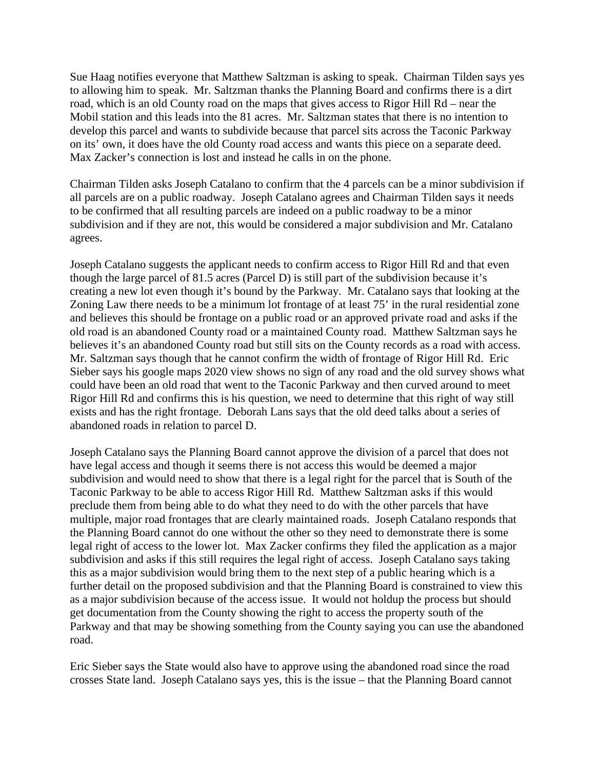Sue Haag notifies everyone that Matthew Saltzman is asking to speak. Chairman Tilden says yes to allowing him to speak. Mr. Saltzman thanks the Planning Board and confirms there is a dirt road, which is an old County road on the maps that gives access to Rigor Hill Rd – near the Mobil station and this leads into the 81 acres. Mr. Saltzman states that there is no intention to develop this parcel and wants to subdivide because that parcel sits across the Taconic Parkway on its' own, it does have the old County road access and wants this piece on a separate deed. Max Zacker's connection is lost and instead he calls in on the phone.

Chairman Tilden asks Joseph Catalano to confirm that the 4 parcels can be a minor subdivision if all parcels are on a public roadway. Joseph Catalano agrees and Chairman Tilden says it needs to be confirmed that all resulting parcels are indeed on a public roadway to be a minor subdivision and if they are not, this would be considered a major subdivision and Mr. Catalano agrees.

Joseph Catalano suggests the applicant needs to confirm access to Rigor Hill Rd and that even though the large parcel of 81.5 acres (Parcel D) is still part of the subdivision because it's creating a new lot even though it's bound by the Parkway. Mr. Catalano says that looking at the Zoning Law there needs to be a minimum lot frontage of at least 75' in the rural residential zone and believes this should be frontage on a public road or an approved private road and asks if the old road is an abandoned County road or a maintained County road. Matthew Saltzman says he believes it's an abandoned County road but still sits on the County records as a road with access. Mr. Saltzman says though that he cannot confirm the width of frontage of Rigor Hill Rd. Eric Sieber says his google maps 2020 view shows no sign of any road and the old survey shows what could have been an old road that went to the Taconic Parkway and then curved around to meet Rigor Hill Rd and confirms this is his question, we need to determine that this right of way still exists and has the right frontage. Deborah Lans says that the old deed talks about a series of abandoned roads in relation to parcel D.

Joseph Catalano says the Planning Board cannot approve the division of a parcel that does not have legal access and though it seems there is not access this would be deemed a major subdivision and would need to show that there is a legal right for the parcel that is South of the Taconic Parkway to be able to access Rigor Hill Rd. Matthew Saltzman asks if this would preclude them from being able to do what they need to do with the other parcels that have multiple, major road frontages that are clearly maintained roads. Joseph Catalano responds that the Planning Board cannot do one without the other so they need to demonstrate there is some legal right of access to the lower lot. Max Zacker confirms they filed the application as a major subdivision and asks if this still requires the legal right of access. Joseph Catalano says taking this as a major subdivision would bring them to the next step of a public hearing which is a further detail on the proposed subdivision and that the Planning Board is constrained to view this as a major subdivision because of the access issue. It would not holdup the process but should get documentation from the County showing the right to access the property south of the Parkway and that may be showing something from the County saying you can use the abandoned road.

Eric Sieber says the State would also have to approve using the abandoned road since the road crosses State land. Joseph Catalano says yes, this is the issue – that the Planning Board cannot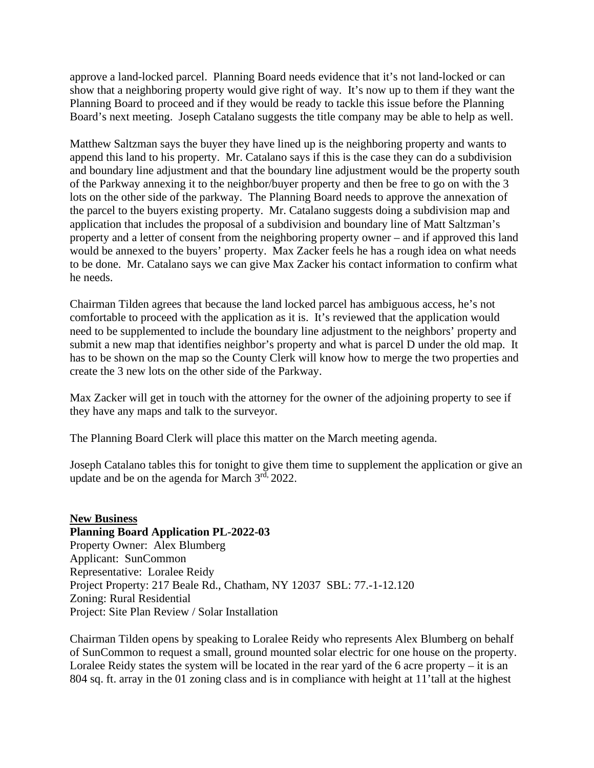approve a land-locked parcel. Planning Board needs evidence that it's not land-locked or can show that a neighboring property would give right of way. It's now up to them if they want the Planning Board to proceed and if they would be ready to tackle this issue before the Planning Board's next meeting. Joseph Catalano suggests the title company may be able to help as well.

Matthew Saltzman says the buyer they have lined up is the neighboring property and wants to append this land to his property. Mr. Catalano says if this is the case they can do a subdivision and boundary line adjustment and that the boundary line adjustment would be the property south of the Parkway annexing it to the neighbor/buyer property and then be free to go on with the 3 lots on the other side of the parkway. The Planning Board needs to approve the annexation of the parcel to the buyers existing property. Mr. Catalano suggests doing a subdivision map and application that includes the proposal of a subdivision and boundary line of Matt Saltzman's property and a letter of consent from the neighboring property owner – and if approved this land would be annexed to the buyers' property. Max Zacker feels he has a rough idea on what needs to be done. Mr. Catalano says we can give Max Zacker his contact information to confirm what he needs.

Chairman Tilden agrees that because the land locked parcel has ambiguous access, he's not comfortable to proceed with the application as it is. It's reviewed that the application would need to be supplemented to include the boundary line adjustment to the neighbors' property and submit a new map that identifies neighbor's property and what is parcel D under the old map. It has to be shown on the map so the County Clerk will know how to merge the two properties and create the 3 new lots on the other side of the Parkway.

Max Zacker will get in touch with the attorney for the owner of the adjoining property to see if they have any maps and talk to the surveyor.

The Planning Board Clerk will place this matter on the March meeting agenda.

Joseph Catalano tables this for tonight to give them time to supplement the application or give an update and be on the agenda for March 3rd, 2022.

**New Business**

**Planning Board Application PL-2022-03**
Property Owner: Alex Blumberg
Applicant: SunCommon
Representative: Loralee Reidy
Project Property: 217 Beale Rd., Chatham, NY 12037 SBL: 77.-1-12.120
Zoning: Rural Residential
Project: Site Plan Review / Solar Installation

Chairman Tilden opens by speaking to Loralee Reidy who represents Alex Blumberg on behalf of SunCommon to request a small, ground mounted solar electric for one house on the property. Loralee Reidy states the system will be located in the rear yard of the 6 acre property – it is an 804 sq. ft. array in the 01 zoning class and is in compliance with height at 11'tall at the highest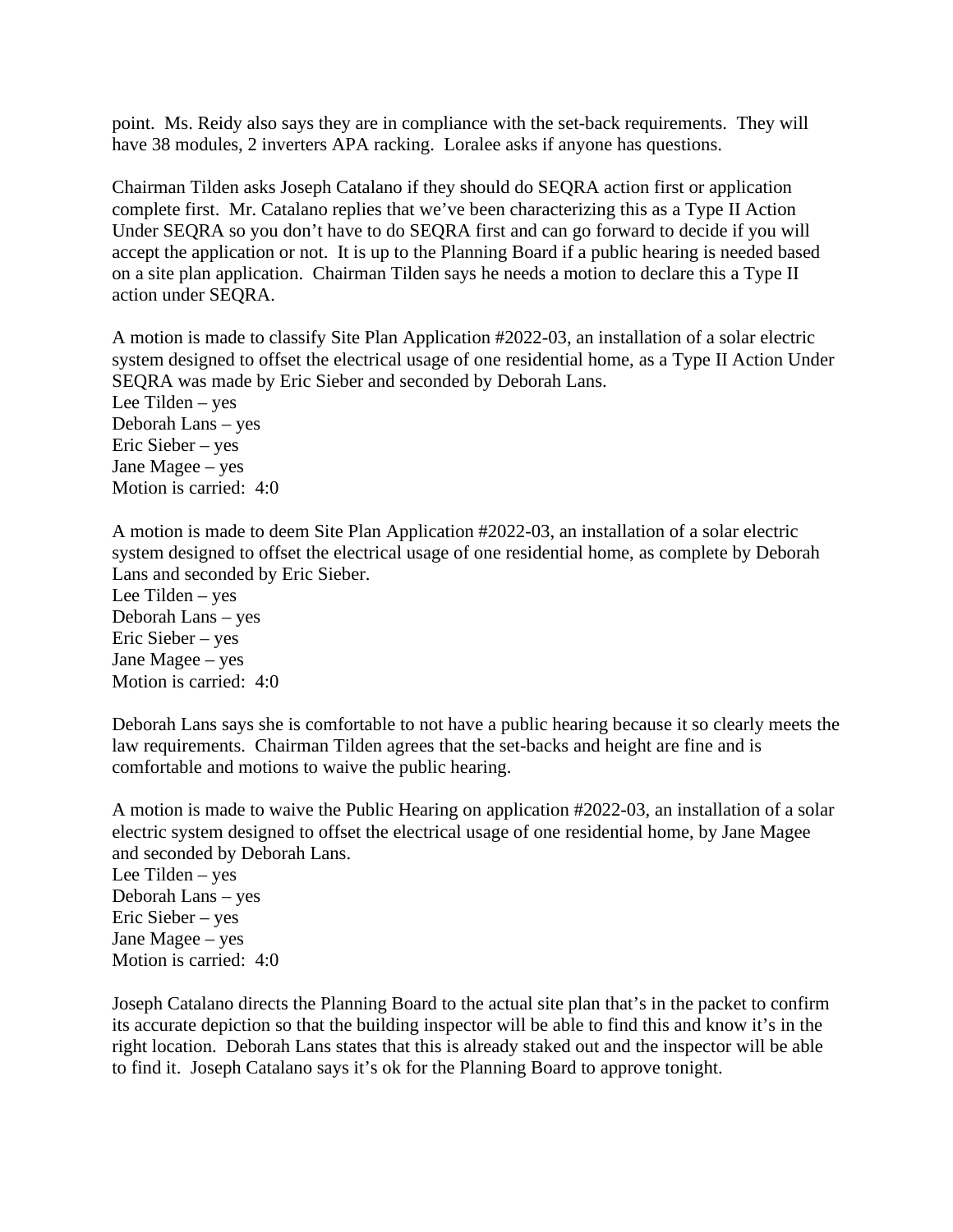point. Ms. Reidy also says they are in compliance with the set-back requirements. They will have 38 modules, 2 inverters APA racking. Loralee asks if anyone has questions.

Chairman Tilden asks Joseph Catalano if they should do SEQRA action first or application complete first. Mr. Catalano replies that we've been characterizing this as a Type II Action Under SEQRA so you don't have to do SEQRA first and can go forward to decide if you will accept the application or not. It is up to the Planning Board if a public hearing is needed based on a site plan application. Chairman Tilden says he needs a motion to declare this a Type II action under SEQRA.

A motion is made to classify Site Plan Application #2022-03, an installation of a solar electric system designed to offset the electrical usage of one residential home, as a Type II Action Under SEQRA was made by Eric Sieber and seconded by Deborah Lans.
Lee Tilden – yes
Deborah Lans – yes
Eric Sieber – yes
Jane Magee – yes
Motion is carried: 4:0

A motion is made to deem Site Plan Application #2022-03, an installation of a solar electric system designed to offset the electrical usage of one residential home, as complete by Deborah Lans and seconded by Eric Sieber.
Lee Tilden – yes
Deborah Lans – yes
Eric Sieber – yes
Jane Magee – yes
Motion is carried: 4:0

Deborah Lans says she is comfortable to not have a public hearing because it so clearly meets the law requirements. Chairman Tilden agrees that the set-backs and height are fine and is comfortable and motions to waive the public hearing.

A motion is made to waive the Public Hearing on application #2022-03, an installation of a solar electric system designed to offset the electrical usage of one residential home, by Jane Magee and seconded by Deborah Lans.
Lee Tilden – yes
Deborah Lans – yes
Eric Sieber – yes
Jane Magee – yes
Motion is carried: 4:0

Joseph Catalano directs the Planning Board to the actual site plan that's in the packet to confirm its accurate depiction so that the building inspector will be able to find this and know it's in the right location. Deborah Lans states that this is already staked out and the inspector will be able to find it. Joseph Catalano says it's ok for the Planning Board to approve tonight.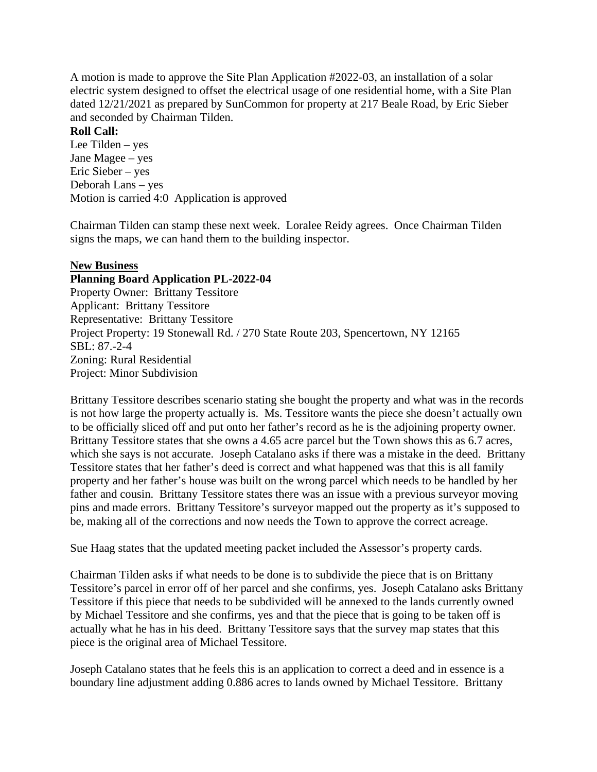A motion is made to approve the Site Plan Application #2022-03, an installation of a solar electric system designed to offset the electrical usage of one residential home, with a Site Plan dated 12/21/2021 as prepared by SunCommon for property at 217 Beale Road, by Eric Sieber and seconded by Chairman Tilden.

**Roll Call:**
Lee Tilden – yes
Jane Magee – yes
Eric Sieber – yes
Deborah Lans – yes
Motion is carried 4:0  Application is approved

Chairman Tilden can stamp these next week.  Loralee Reidy agrees.  Once Chairman Tilden signs the maps, we can hand them to the building inspector.

**New Business**

**Planning Board Application PL-2022-04**
Property Owner:  Brittany Tessitore
Applicant:  Brittany Tessitore
Representative:  Brittany Tessitore
Project Property: 19 Stonewall Rd. / 270 State Route 203, Spencertown, NY 12165
SBL: 87.-2-4
Zoning: Rural Residential
Project: Minor Subdivision

Brittany Tessitore describes scenario stating she bought the property and what was in the records is not how large the property actually is.  Ms. Tessitore wants the piece she doesn't actually own to be officially sliced off and put onto her father's record as he is the adjoining property owner. Brittany Tessitore states that she owns a 4.65 acre parcel but the Town shows this as 6.7 acres, which she says is not accurate.  Joseph Catalano asks if there was a mistake in the deed.  Brittany Tessitore states that her father's deed is correct and what happened was that this is all family property and her father's house was built on the wrong parcel which needs to be handled by her father and cousin.  Brittany Tessitore states there was an issue with a previous surveyor moving pins and made errors.  Brittany Tessitore's surveyor mapped out the property as it's supposed to be, making all of the corrections and now needs the Town to approve the correct acreage.

Sue Haag states that the updated meeting packet included the Assessor's property cards.

Chairman Tilden asks if what needs to be done is to subdivide the piece that is on Brittany Tessitore's parcel in error off of her parcel and she confirms, yes.  Joseph Catalano asks Brittany Tessitore if this piece that needs to be subdivided will be annexed to the lands currently owned by Michael Tessitore and she confirms, yes and that the piece that is going to be taken off is actually what he has in his deed.  Brittany Tessitore says that the survey map states that this piece is the original area of Michael Tessitore.

Joseph Catalano states that he feels this is an application to correct a deed and in essence is a boundary line adjustment adding 0.886 acres to lands owned by Michael Tessitore.  Brittany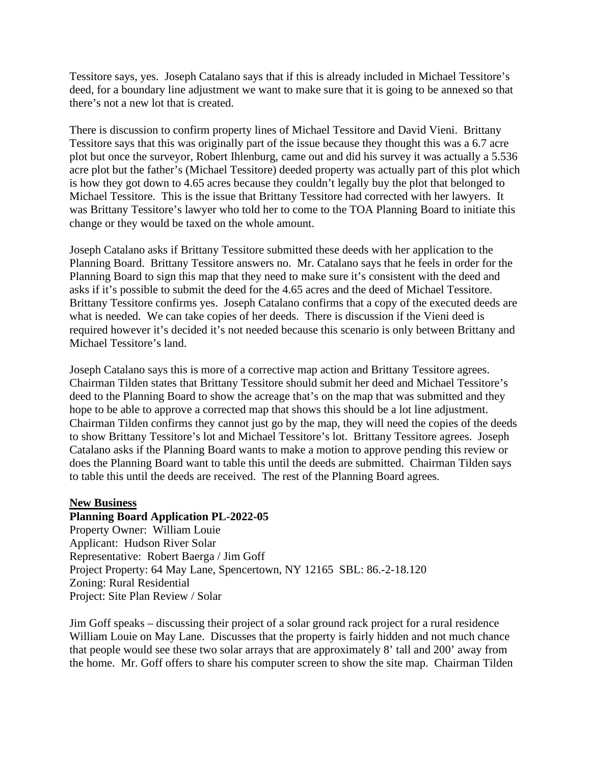Tessitore says, yes. Joseph Catalano says that if this is already included in Michael Tessitore's deed, for a boundary line adjustment we want to make sure that it is going to be annexed so that there's not a new lot that is created.

There is discussion to confirm property lines of Michael Tessitore and David Vieni. Brittany Tessitore says that this was originally part of the issue because they thought this was a 6.7 acre plot but once the surveyor, Robert Ihlenburg, came out and did his survey it was actually a 5.536 acre plot but the father's (Michael Tessitore) deeded property was actually part of this plot which is how they got down to 4.65 acres because they couldn't legally buy the plot that belonged to Michael Tessitore. This is the issue that Brittany Tessitore had corrected with her lawyers. It was Brittany Tessitore's lawyer who told her to come to the TOA Planning Board to initiate this change or they would be taxed on the whole amount.

Joseph Catalano asks if Brittany Tessitore submitted these deeds with her application to the Planning Board. Brittany Tessitore answers no. Mr. Catalano says that he feels in order for the Planning Board to sign this map that they need to make sure it's consistent with the deed and asks if it's possible to submit the deed for the 4.65 acres and the deed of Michael Tessitore. Brittany Tessitore confirms yes. Joseph Catalano confirms that a copy of the executed deeds are what is needed. We can take copies of her deeds. There is discussion if the Vieni deed is required however it's decided it's not needed because this scenario is only between Brittany and Michael Tessitore's land.

Joseph Catalano says this is more of a corrective map action and Brittany Tessitore agrees. Chairman Tilden states that Brittany Tessitore should submit her deed and Michael Tessitore's deed to the Planning Board to show the acreage that's on the map that was submitted and they hope to be able to approve a corrected map that shows this should be a lot line adjustment. Chairman Tilden confirms they cannot just go by the map, they will need the copies of the deeds to show Brittany Tessitore's lot and Michael Tessitore's lot. Brittany Tessitore agrees. Joseph Catalano asks if the Planning Board wants to make a motion to approve pending this review or does the Planning Board want to table this until the deeds are submitted. Chairman Tilden says to table this until the deeds are received. The rest of the Planning Board agrees.

**New Business**

**Planning Board Application PL-2022-05**

Property Owner: William Louie
Applicant: Hudson River Solar
Representative: Robert Baerga / Jim Goff
Project Property: 64 May Lane, Spencertown, NY 12165 SBL: 86.-2-18.120
Zoning: Rural Residential
Project: Site Plan Review / Solar

Jim Goff speaks – discussing their project of a solar ground rack project for a rural residence William Louie on May Lane. Discusses that the property is fairly hidden and not much chance that people would see these two solar arrays that are approximately 8' tall and 200' away from the home. Mr. Goff offers to share his computer screen to show the site map. Chairman Tilden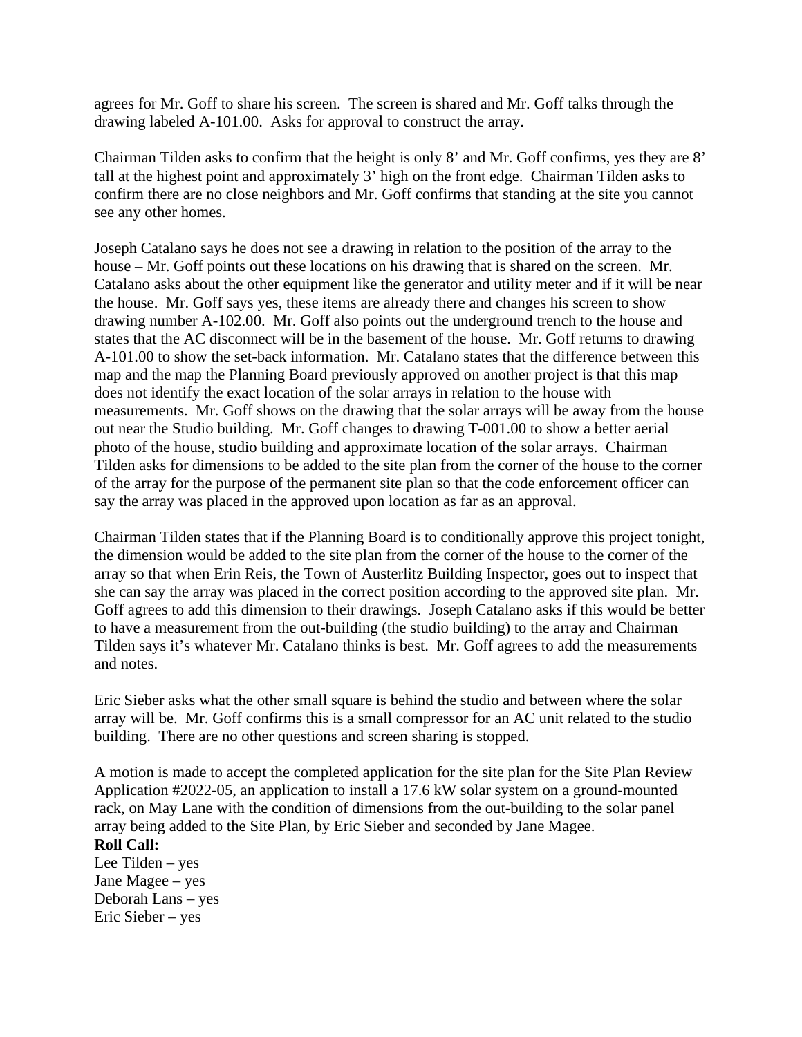agrees for Mr. Goff to share his screen. The screen is shared and Mr. Goff talks through the drawing labeled A-101.00. Asks for approval to construct the array.

Chairman Tilden asks to confirm that the height is only 8' and Mr. Goff confirms, yes they are 8' tall at the highest point and approximately 3' high on the front edge. Chairman Tilden asks to confirm there are no close neighbors and Mr. Goff confirms that standing at the site you cannot see any other homes.

Joseph Catalano says he does not see a drawing in relation to the position of the array to the house – Mr. Goff points out these locations on his drawing that is shared on the screen. Mr. Catalano asks about the other equipment like the generator and utility meter and if it will be near the house. Mr. Goff says yes, these items are already there and changes his screen to show drawing number A-102.00. Mr. Goff also points out the underground trench to the house and states that the AC disconnect will be in the basement of the house. Mr. Goff returns to drawing A-101.00 to show the set-back information. Mr. Catalano states that the difference between this map and the map the Planning Board previously approved on another project is that this map does not identify the exact location of the solar arrays in relation to the house with measurements. Mr. Goff shows on the drawing that the solar arrays will be away from the house out near the Studio building. Mr. Goff changes to drawing T-001.00 to show a better aerial photo of the house, studio building and approximate location of the solar arrays. Chairman Tilden asks for dimensions to be added to the site plan from the corner of the house to the corner of the array for the purpose of the permanent site plan so that the code enforcement officer can say the array was placed in the approved upon location as far as an approval.

Chairman Tilden states that if the Planning Board is to conditionally approve this project tonight, the dimension would be added to the site plan from the corner of the house to the corner of the array so that when Erin Reis, the Town of Austerlitz Building Inspector, goes out to inspect that she can say the array was placed in the correct position according to the approved site plan. Mr. Goff agrees to add this dimension to their drawings. Joseph Catalano asks if this would be better to have a measurement from the out-building (the studio building) to the array and Chairman Tilden says it's whatever Mr. Catalano thinks is best. Mr. Goff agrees to add the measurements and notes.

Eric Sieber asks what the other small square is behind the studio and between where the solar array will be. Mr. Goff confirms this is a small compressor for an AC unit related to the studio building. There are no other questions and screen sharing is stopped.

A motion is made to accept the completed application for the site plan for the Site Plan Review Application #2022-05, an application to install a 17.6 kW solar system on a ground-mounted rack, on May Lane with the condition of dimensions from the out-building to the solar panel array being added to the Site Plan, by Eric Sieber and seconded by Jane Magee.

**Roll Call:**
Lee Tilden – yes
Jane Magee – yes
Deborah Lans – yes
Eric Sieber – yes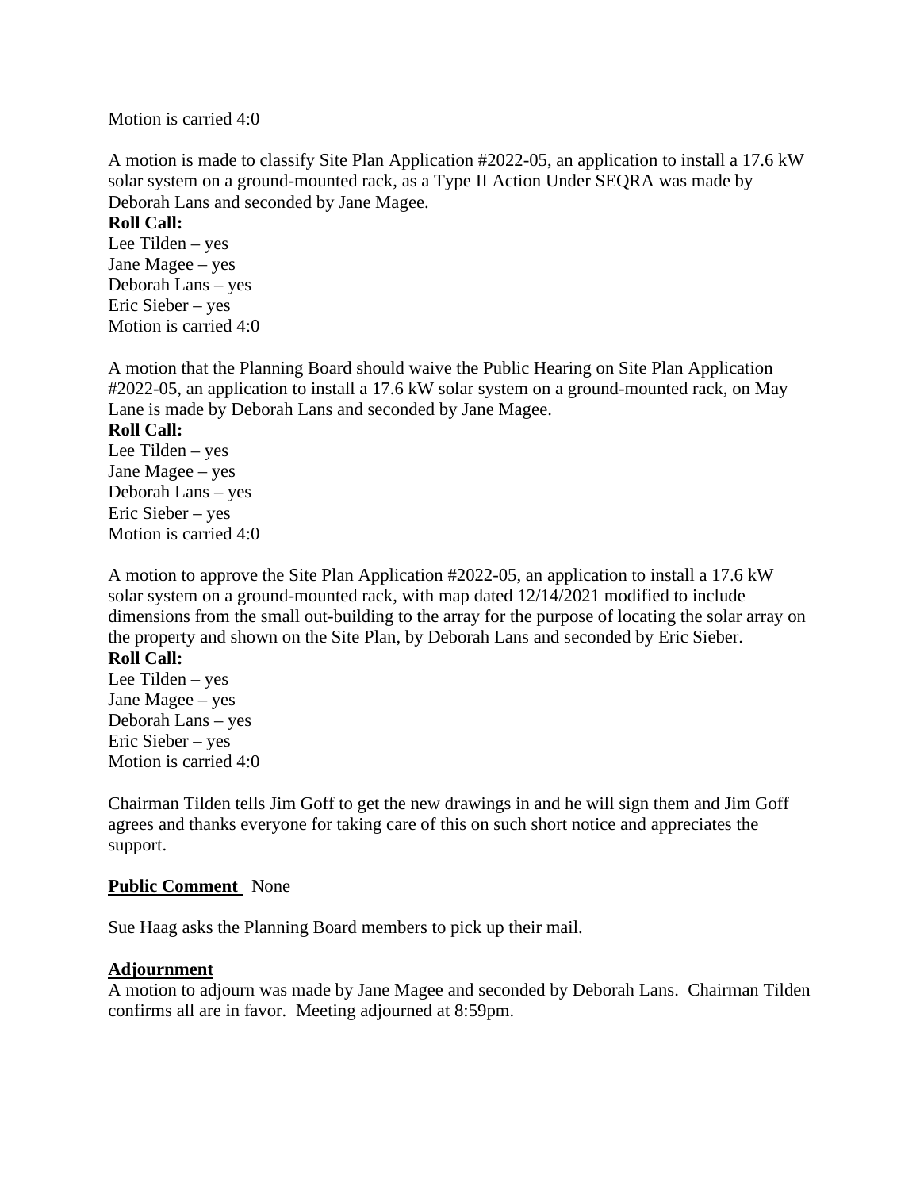Motion is carried 4:0

A motion is made to classify Site Plan Application #2022-05, an application to install a 17.6 kW solar system on a ground-mounted rack, as a Type II Action Under SEQRA was made by Deborah Lans and seconded by Jane Magee.

**Roll Call:**
Lee Tilden – yes
Jane Magee – yes
Deborah Lans – yes
Eric Sieber – yes
Motion is carried 4:0

A motion that the Planning Board should waive the Public Hearing on Site Plan Application #2022-05, an application to install a 17.6 kW solar system on a ground-mounted rack, on May Lane is made by Deborah Lans and seconded by Jane Magee.

**Roll Call:**
Lee Tilden – yes
Jane Magee – yes
Deborah Lans – yes
Eric Sieber – yes
Motion is carried 4:0

A motion to approve the Site Plan Application #2022-05, an application to install a 17.6 kW solar system on a ground-mounted rack, with map dated 12/14/2021 modified to include dimensions from the small out-building to the array for the purpose of locating the solar array on the property and shown on the Site Plan, by Deborah Lans and seconded by Eric Sieber.

**Roll Call:**
Lee Tilden – yes
Jane Magee – yes
Deborah Lans – yes
Eric Sieber – yes
Motion is carried 4:0

Chairman Tilden tells Jim Goff to get the new drawings in and he will sign them and Jim Goff agrees and thanks everyone for taking care of this on such short notice and appreciates the support.

**Public Comment** None

Sue Haag asks the Planning Board members to pick up their mail.

**Adjournment**

A motion to adjourn was made by Jane Magee and seconded by Deborah Lans. Chairman Tilden confirms all are in favor. Meeting adjourned at 8:59pm.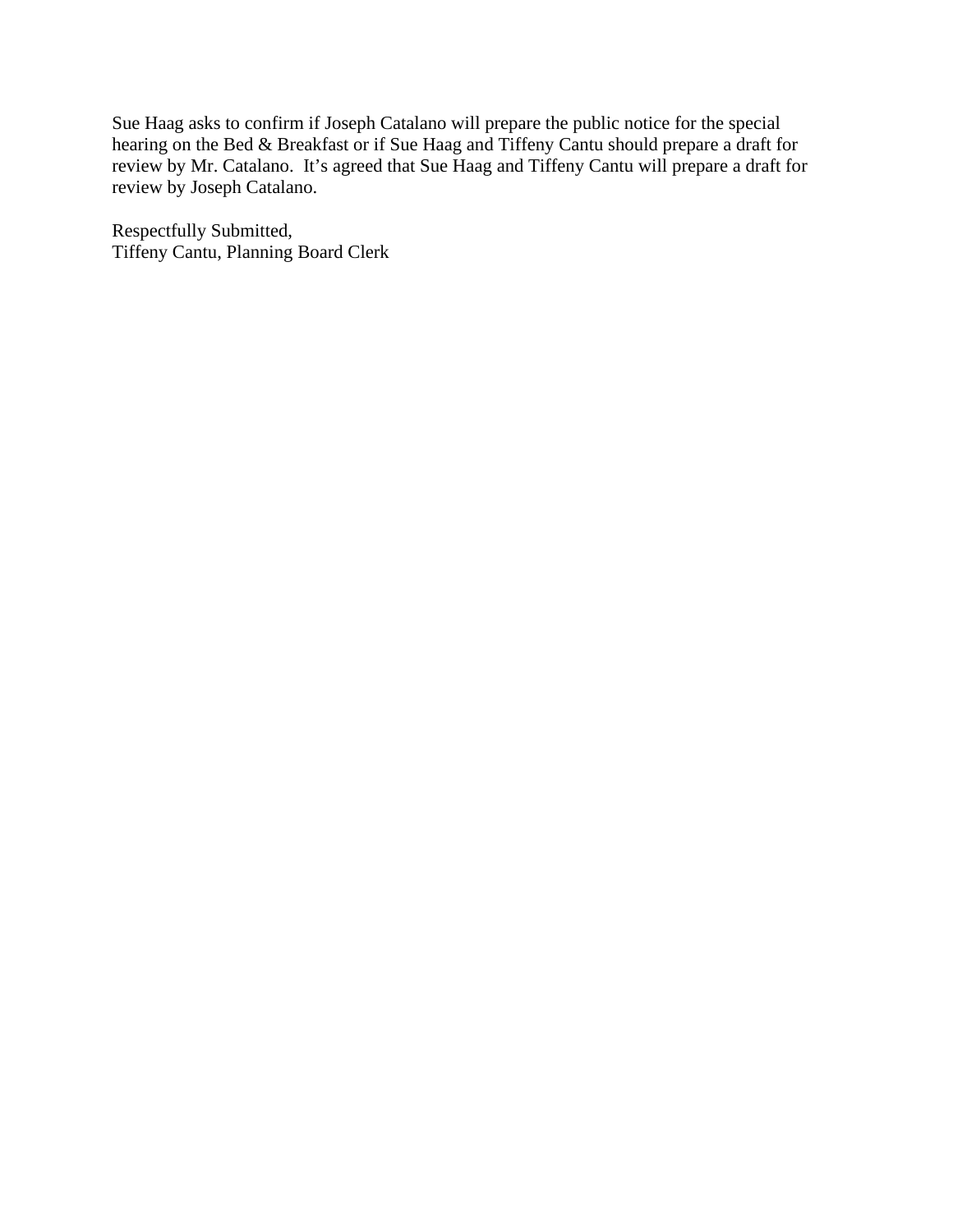Sue Haag asks to confirm if Joseph Catalano will prepare the public notice for the special hearing on the Bed & Breakfast or if Sue Haag and Tiffeny Cantu should prepare a draft for review by Mr. Catalano. It's agreed that Sue Haag and Tiffeny Cantu will prepare a draft for review by Joseph Catalano.

Respectfully Submitted,
Tiffeny Cantu, Planning Board Clerk